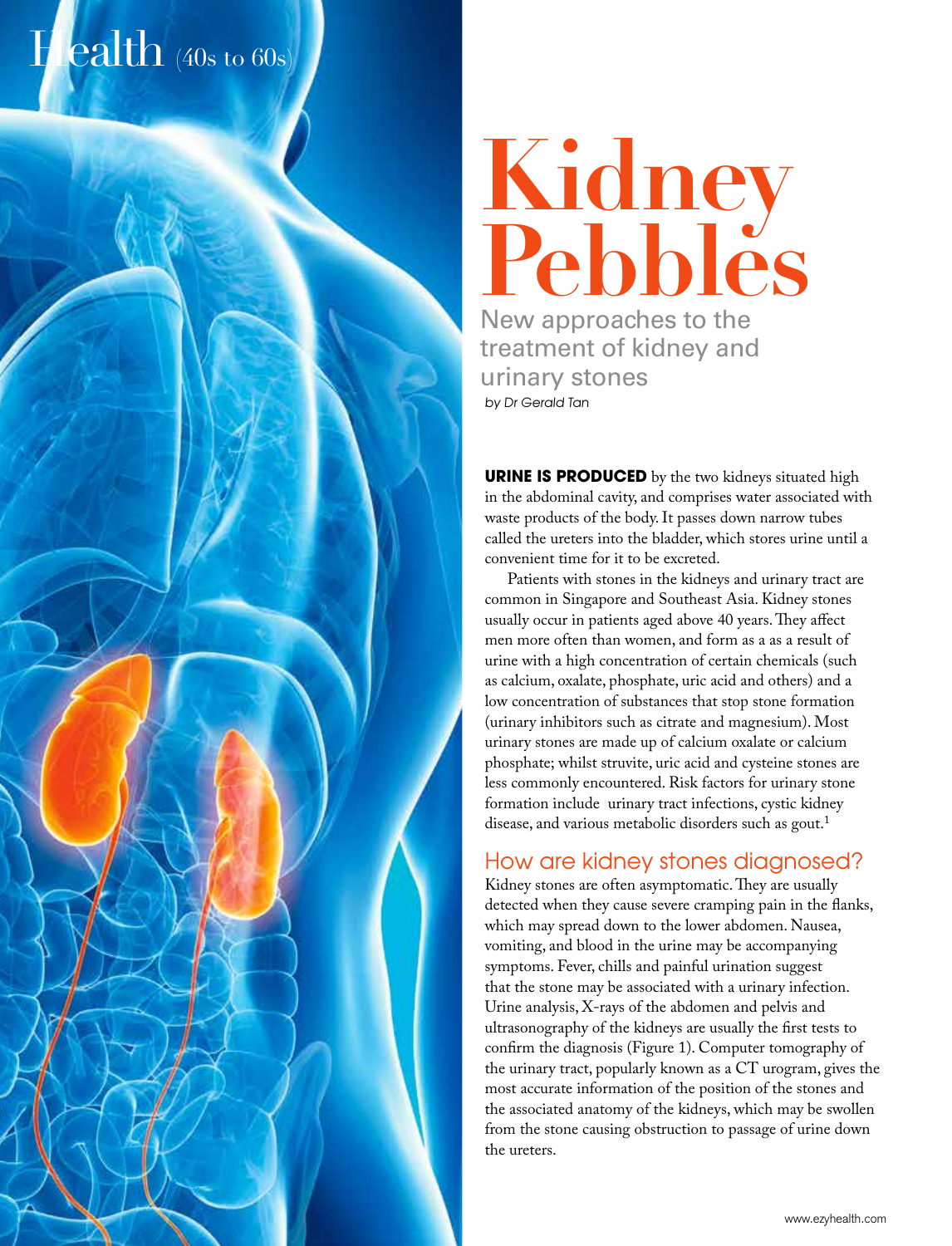# Kidney Pebbles

## New approaches to the treatment of kidney and urinary stones

*by Dr Gerald Tan*

**URINE IS PRODUCED** by the two kidneys situated high in the abdominal cavity, and comprises water associated with waste products of the body. It passes down narrow tubes called the ureters into the bladder, which stores urine until a convenient time for it to be excreted.

Patients with stones in the kidneys and urinary tract are common in Singapore and Southeast Asia. Kidney stones usually occur in patients aged above 40 years. They affect men more often than women, and form as a as a result of urine with a high concentration of certain chemicals (such as calcium, oxalate, phosphate, uric acid and others) and a low concentration of substances that stop stone formation (urinary inhibitors such as citrate and magnesium). Most urinary stones are made up of calcium oxalate or calcium phosphate; whilst struvite, uric acid and cysteine stones are less commonly encountered. Risk factors for urinary stone formation include urinary tract infections, cystic kidney disease, and various metabolic disorders such as gout.[1]

## How are kidney stones diagnosed?

Kidney stones are often asymptomatic. They are usually detected when they cause severe cramping pain in the flanks, which may spread down to the lower abdomen. Nausea, vomiting, and blood in the urine may be accompanying symptoms. Fever, chills and painful urination suggest that the stone may be associated with a urinary infection. Urine analysis, X-rays of the abdomen and pelvis and ultrasonography of the kidneys are usually the first tests to confirm the diagnosis (Figure 1). Computer tomography of the urinary tract, popularly known as a CT urogram, gives the most accurate information of the position of the stones and the associated anatomy of the kidneys, which may be swollen from the stone causing obstruction to passage of urine down the ureters.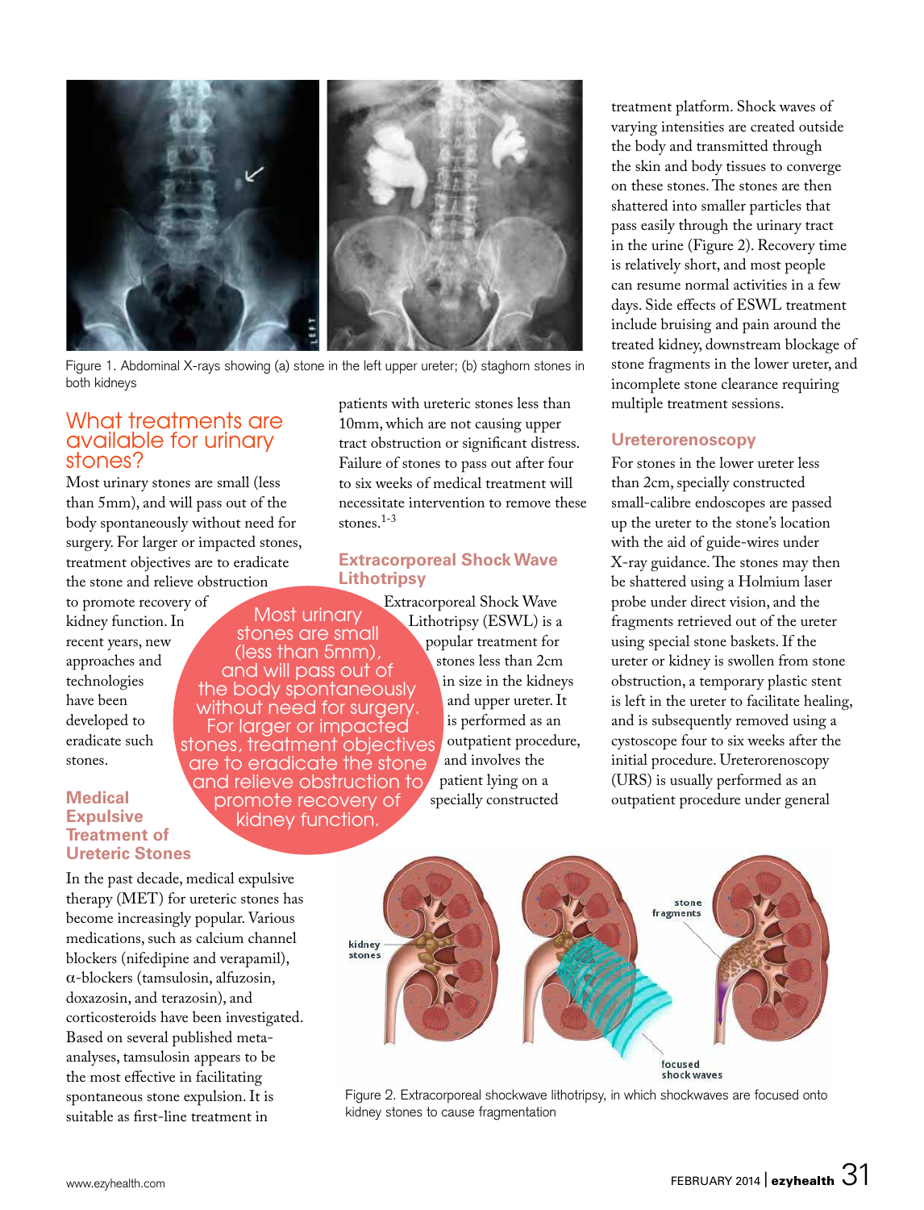Figure 1. Abdominal X-rays showing (a) stone in the left upper ureter; (b) staghorn stones in both kidneys

## What treatments are available for urinary stones?

Most urinary stones are small (less than 5mm), and will pass out of the body spontaneously without need for surgery. For larger or impacted stones, treatment objectives are to eradicate the stone and relieve obstruction to promote recovery of kidney function. In recent years, new approaches and technologies have been developed to eradicate such stones.

> Most urinary stones are small (less than 5mm), and will pass out of the body spontaneously without need for surgery. For larger or impacted stones, treatment objectives are to eradicate the stone and relieve obstruction to promote recovery of kidney function.

### Medical Expulsive Treatment of Ureteric Stones

In the past decade, medical expulsive therapy (MET) for ureteric stones has become increasingly popular. Various medications, such as calcium channel blockers (nifedipine and verapamil), α-blockers (tamsulosin, alfuzosin, doxazosin, and terazosin), and corticosteroids have been investigated. Based on several published meta-analyses, tamsulosin appears to be the most effective in facilitating spontaneous stone expulsion. It is suitable as first-line treatment in patients with ureteric stones less than 10mm, which are not causing upper tract obstruction or significant distress. Failure of stones to pass out after four to six weeks of medical treatment will necessitate intervention to remove these stones.[1-3]

### Extracorporeal Shock Wave Lithotripsy

Extracorporeal Shock Wave Lithotripsy (ESWL) is a popular treatment for stones less than 2cm in size in the kidneys and upper ureter. It is performed as an outpatient procedure, and involves the patient lying on a specially constructed treatment platform. Shock waves of varying intensities are created outside the body and transmitted through the skin and body tissues to converge on these stones. The stones are then shattered into smaller particles that pass easily through the urinary tract in the urine (Figure 2). Recovery time is relatively short, and most people can resume normal activities in a few days. Side effects of ESWL treatment include bruising and pain around the treated kidney, downstream blockage of stone fragments in the lower ureter, and incomplete stone clearance requiring multiple treatment sessions.

### Ureterorenoscopy

For stones in the lower ureter less than 2cm, specially constructed small-calibre endoscopes are passed up the ureter to the stone's location with the aid of guide-wires under X-ray guidance. The stones may then be shattered using a Holmium laser probe under direct vision, and the fragments retrieved out of the ureter using special stone baskets. If the ureter or kidney is swollen from stone obstruction, a temporary plastic stent is left in the ureter to facilitate healing, and is subsequently removed using a cystoscope four to six weeks after the initial procedure. Ureterorenoscopy (URS) is usually performed as an outpatient procedure under general

Figure 2. Extracorporeal shockwave lithotripsy, in which shockwaves are focused onto kidney stones to cause fragmentation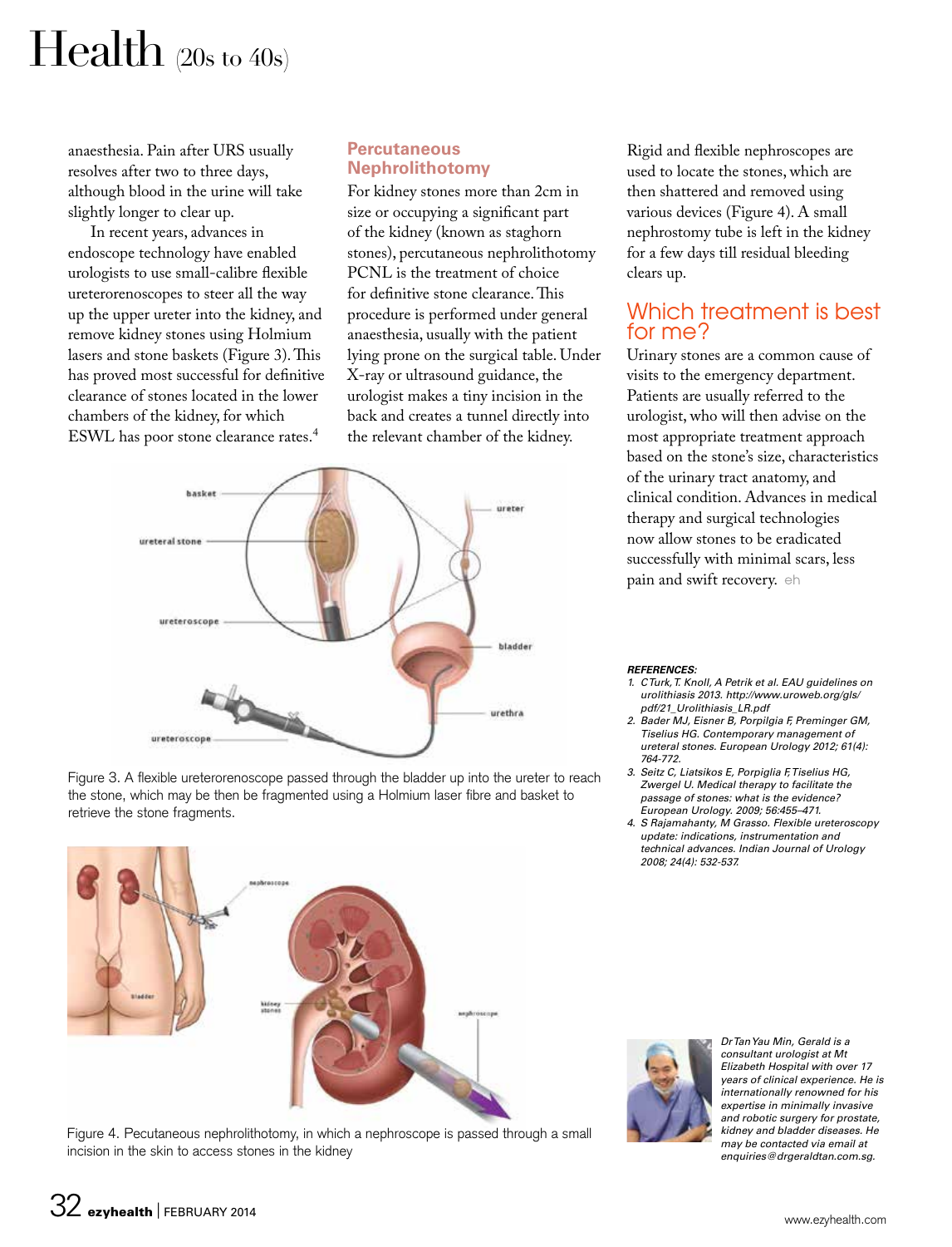anaesthesia. Pain after URS usually resolves after two to three days, although blood in the urine will take slightly longer to clear up.

In recent years, advances in endoscope technology have enabled urologists to use small-calibre flexible ureterorenoscopes to steer all the way up the upper ureter into the kidney, and remove kidney stones using Holmium lasers and stone baskets (Figure 3). This has proved most successful for definitive clearance of stones located in the lower chambers of the kidney, for which ESWL has poor stone clearance rates.[4]

## Percutaneous Nephrolithotomy

For kidney stones more than 2cm in size or occupying a significant part of the kidney (known as staghorn stones), percutaneous nephrolithotomy PCNL is the treatment of choice for definitive stone clearance. This procedure is performed under general anaesthesia, usually with the patient lying prone on the surgical table. Under X-ray or ultrasound guidance, the urologist makes a tiny incision in the back and creates a tunnel directly into the relevant chamber of the kidney.

Rigid and flexible nephroscopes are used to locate the stones, which are then shattered and removed using various devices (Figure 4). A small nephrostomy tube is left in the kidney for a few days till residual bleeding clears up.

Figure 3. A flexible ureterorenoscope passed through the bladder up into the ureter to reach the stone, which may be then be fragmented using a Holmium laser fibre and basket to retrieve the stone fragments.

Figure 4. Pecutaneous nephrolithotomy, in which a nephroscope is passed through a small incision in the skin to access stones in the kidney

## Which treatment is best for me?

Urinary stones are a common cause of visits to the emergency department. Patients are usually referred to the urologist, who will then advise on the most appropriate treatment approach based on the stone's size, characteristics of the urinary tract anatomy, and clinical condition. Advances in medical therapy and surgical technologies now allow stones to be eradicated successfully with minimal scars, less pain and swift recovery. eh

**REFERENCES:**

1. *C Turk, T. Knoll, A Petrik et al. EAU guidelines on urolithiasis 2013. http://www.uroweb.org/gls/pdf/21_Urolithiasis_LR.pdf*
2. *Bader MJ, Eisner B, Porpilgia F, Preminger GM, Tiselius HG. Contemporary management of ureteral stones. European Urology 2012; 61(4): 764-772.*
3. *Seitz C, Liatsikos E, Porpiglia F, Tiselius HG, Zwergel U. Medical therapy to facilitate the passage of stones: what is the evidence? European Urology. 2009; 56:455–471.*
4. *S Rajamahanty, M Grasso. Flexible ureteroscopy update: indications, instrumentation and technical advances. Indian Journal of Urology 2008; 24(4): 532-537.*

*Dr Tan Yau Min, Gerald is a consultant urologist at Mt Elizabeth Hospital with over 17 years of clinical experience. He is internationally renowned for his expertise in minimally invasive and robotic surgery for prostate, kidney and bladder diseases. He may be contacted via email at enquiries@drgeraldtan.com.sg.*